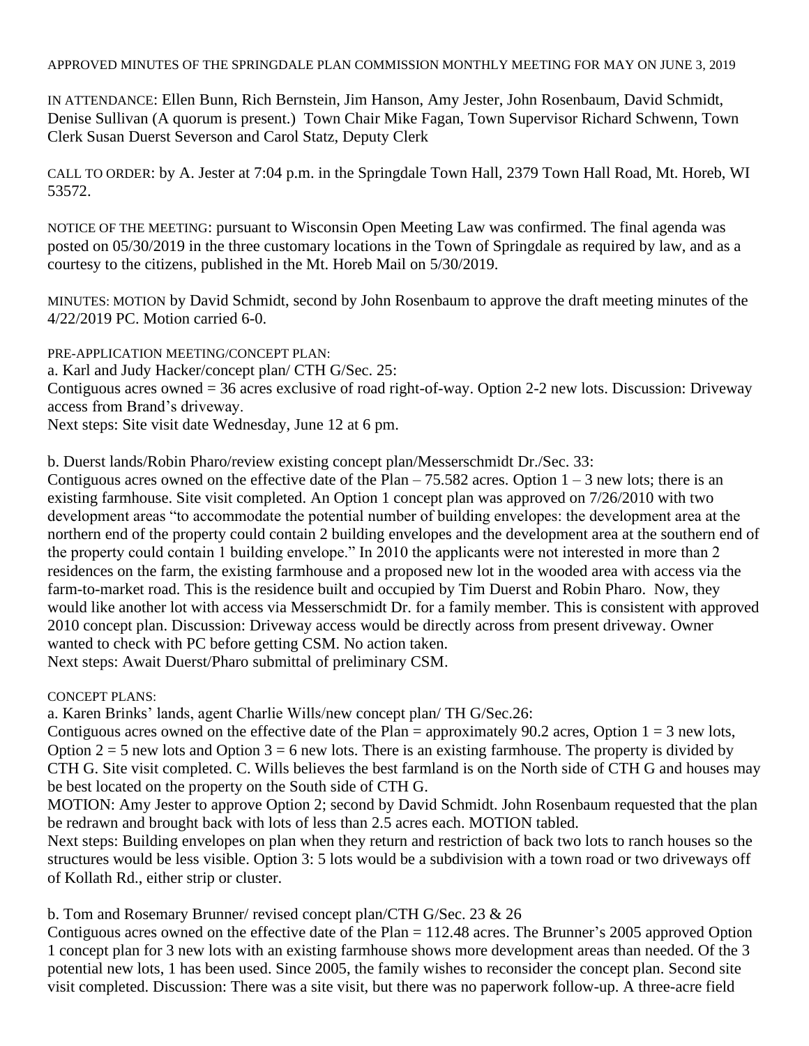APPROVED MINUTES OF THE SPRINGDALE PLAN COMMISSION MONTHLY MEETING FOR MAY ON JUNE 3, 2019

IN ATTENDANCE: Ellen Bunn, Rich Bernstein, Jim Hanson, Amy Jester, John Rosenbaum, David Schmidt, Denise Sullivan (A quorum is present.) Town Chair Mike Fagan, Town Supervisor Richard Schwenn, Town Clerk Susan Duerst Severson and Carol Statz, Deputy Clerk

CALL TO ORDER: by A. Jester at 7:04 p.m. in the Springdale Town Hall, 2379 Town Hall Road, Mt. Horeb, WI 53572.

NOTICE OF THE MEETING: pursuant to Wisconsin Open Meeting Law was confirmed. The final agenda was posted on 05/30/2019 in the three customary locations in the Town of Springdale as required by law, and as a courtesy to the citizens, published in the Mt. Horeb Mail on 5/30/2019.

MINUTES: MOTION by David Schmidt, second by John Rosenbaum to approve the draft meeting minutes of the 4/22/2019 PC. Motion carried 6-0.

PRE-APPLICATION MEETING/CONCEPT PLAN:

a. Karl and Judy Hacker/concept plan/ CTH G/Sec. 25:
Contiguous acres owned = 36 acres exclusive of road right-of-way. Option 2-2 new lots. Discussion: Driveway access from Brand's driveway.
Next steps: Site visit date Wednesday, June 12 at 6 pm.

b. Duerst lands/Robin Pharo/review existing concept plan/Messerschmidt Dr./Sec. 33:
Contiguous acres owned on the effective date of the Plan – 75.582 acres. Option 1 – 3 new lots; there is an existing farmhouse. Site visit completed. An Option 1 concept plan was approved on 7/26/2010 with two development areas "to accommodate the potential number of building envelopes: the development area at the northern end of the property could contain 2 building envelopes and the development area at the southern end of the property could contain 1 building envelope." In 2010 the applicants were not interested in more than 2 residences on the farm, the existing farmhouse and a proposed new lot in the wooded area with access via the farm-to-market road. This is the residence built and occupied by Tim Duerst and Robin Pharo. Now, they would like another lot with access via Messerschmidt Dr. for a family member. This is consistent with approved 2010 concept plan. Discussion: Driveway access would be directly across from present driveway. Owner wanted to check with PC before getting CSM. No action taken.
Next steps: Await Duerst/Pharo submittal of preliminary CSM.

CONCEPT PLANS:

a. Karen Brinks' lands, agent Charlie Wills/new concept plan/ TH G/Sec.26:
Contiguous acres owned on the effective date of the Plan = approximately 90.2 acres, Option 1 = 3 new lots, Option 2 = 5 new lots and Option 3 = 6 new lots. There is an existing farmhouse. The property is divided by CTH G. Site visit completed. C. Wills believes the best farmland is on the North side of CTH G and houses may be best located on the property on the South side of CTH G.
MOTION: Amy Jester to approve Option 2; second by David Schmidt. John Rosenbaum requested that the plan be redrawn and brought back with lots of less than 2.5 acres each. MOTION tabled.
Next steps: Building envelopes on plan when they return and restriction of back two lots to ranch houses so the structures would be less visible. Option 3: 5 lots would be a subdivision with a town road or two driveways off of Kollath Rd., either strip or cluster.

b. Tom and Rosemary Brunner/ revised concept plan/CTH G/Sec. 23 & 26
Contiguous acres owned on the effective date of the Plan = 112.48 acres. The Brunner's 2005 approved Option 1 concept plan for 3 new lots with an existing farmhouse shows more development areas than needed. Of the 3 potential new lots, 1 has been used. Since 2005, the family wishes to reconsider the concept plan. Second site visit completed. Discussion: There was a site visit, but there was no paperwork follow-up. A three-acre field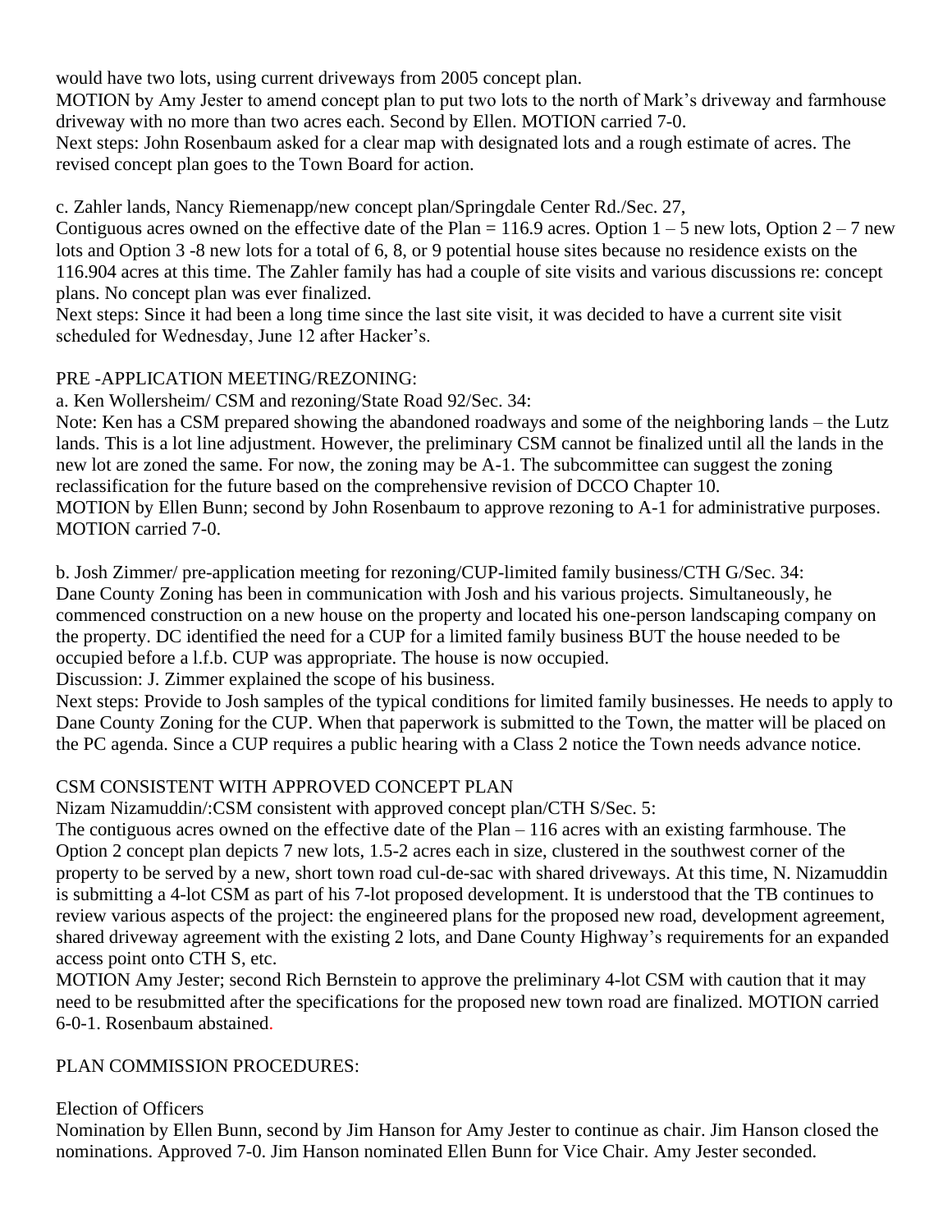would have two lots, using current driveways from 2005 concept plan.
MOTION by Amy Jester to amend concept plan to put two lots to the north of Mark's driveway and farmhouse driveway with no more than two acres each. Second by Ellen. MOTION carried 7-0.
Next steps: John Rosenbaum asked for a clear map with designated lots and a rough estimate of acres. The revised concept plan goes to the Town Board for action.

c. Zahler lands, Nancy Riemenapp/new concept plan/Springdale Center Rd./Sec. 27,
Contiguous acres owned on the effective date of the Plan = 116.9 acres. Option 1 – 5 new lots, Option 2 – 7 new lots and Option 3 -8 new lots for a total of 6, 8, or 9 potential house sites because no residence exists on the 116.904 acres at this time. The Zahler family has had a couple of site visits and various discussions re: concept plans. No concept plan was ever finalized.
Next steps: Since it had been a long time since the last site visit, it was decided to have a current site visit scheduled for Wednesday, June 12 after Hacker's.

PRE -APPLICATION MEETING/REZONING:

a. Ken Wollersheim/ CSM and rezoning/State Road 92/Sec. 34:
Note: Ken has a CSM prepared showing the abandoned roadways and some of the neighboring lands – the Lutz lands. This is a lot line adjustment. However, the preliminary CSM cannot be finalized until all the lands in the new lot are zoned the same. For now, the zoning may be A-1. The subcommittee can suggest the zoning reclassification for the future based on the comprehensive revision of DCCO Chapter 10.
MOTION by Ellen Bunn; second by John Rosenbaum to approve rezoning to A-1 for administrative purposes. MOTION carried 7-0.

b. Josh Zimmer/ pre-application meeting for rezoning/CUP-limited family business/CTH G/Sec. 34:
Dane County Zoning has been in communication with Josh and his various projects. Simultaneously, he commenced construction on a new house on the property and located his one-person landscaping company on the property. DC identified the need for a CUP for a limited family business BUT the house needed to be occupied before a l.f.b. CUP was appropriate. The house is now occupied.
Discussion: J. Zimmer explained the scope of his business.
Next steps: Provide to Josh samples of the typical conditions for limited family businesses. He needs to apply to Dane County Zoning for the CUP. When that paperwork is submitted to the Town, the matter will be placed on the PC agenda. Since a CUP requires a public hearing with a Class 2 notice the Town needs advance notice.

CSM CONSISTENT WITH APPROVED CONCEPT PLAN

Nizam Nizamuddin/:CSM consistent with approved concept plan/CTH S/Sec. 5:
The contiguous acres owned on the effective date of the Plan – 116 acres with an existing farmhouse. The Option 2 concept plan depicts 7 new lots, 1.5-2 acres each in size, clustered in the southwest corner of the property to be served by a new, short town road cul-de-sac with shared driveways. At this time, N. Nizamuddin is submitting a 4-lot CSM as part of his 7-lot proposed development. It is understood that the TB continues to review various aspects of the project: the engineered plans for the proposed new road, development agreement, shared driveway agreement with the existing 2 lots, and Dane County Highway's requirements for an expanded access point onto CTH S, etc.
MOTION Amy Jester; second Rich Bernstein to approve the preliminary 4-lot CSM with caution that it may need to be resubmitted after the specifications for the proposed new town road are finalized. MOTION carried 6-0-1. Rosenbaum abstained.

PLAN COMMISSION PROCEDURES:

Election of Officers
Nomination by Ellen Bunn, second by Jim Hanson for Amy Jester to continue as chair. Jim Hanson closed the nominations. Approved 7-0. Jim Hanson nominated Ellen Bunn for Vice Chair. Amy Jester seconded.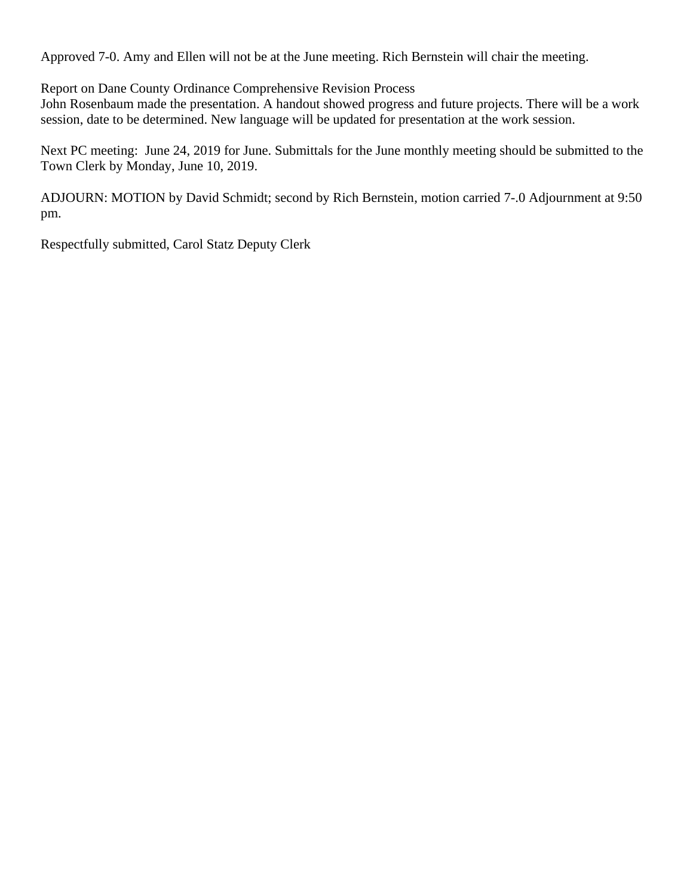Approved 7-0. Amy and Ellen will not be at the June meeting. Rich Bernstein will chair the meeting.

Report on Dane County Ordinance Comprehensive Revision Process
John Rosenbaum made the presentation. A handout showed progress and future projects. There will be a work session, date to be determined. New language will be updated for presentation at the work session.

Next PC meeting: June 24, 2019 for June. Submittals for the June monthly meeting should be submitted to the Town Clerk by Monday, June 10, 2019.

ADJOURN: MOTION by David Schmidt; second by Rich Bernstein, motion carried 7-.0 Adjournment at 9:50 pm.

Respectfully submitted, Carol Statz Deputy Clerk